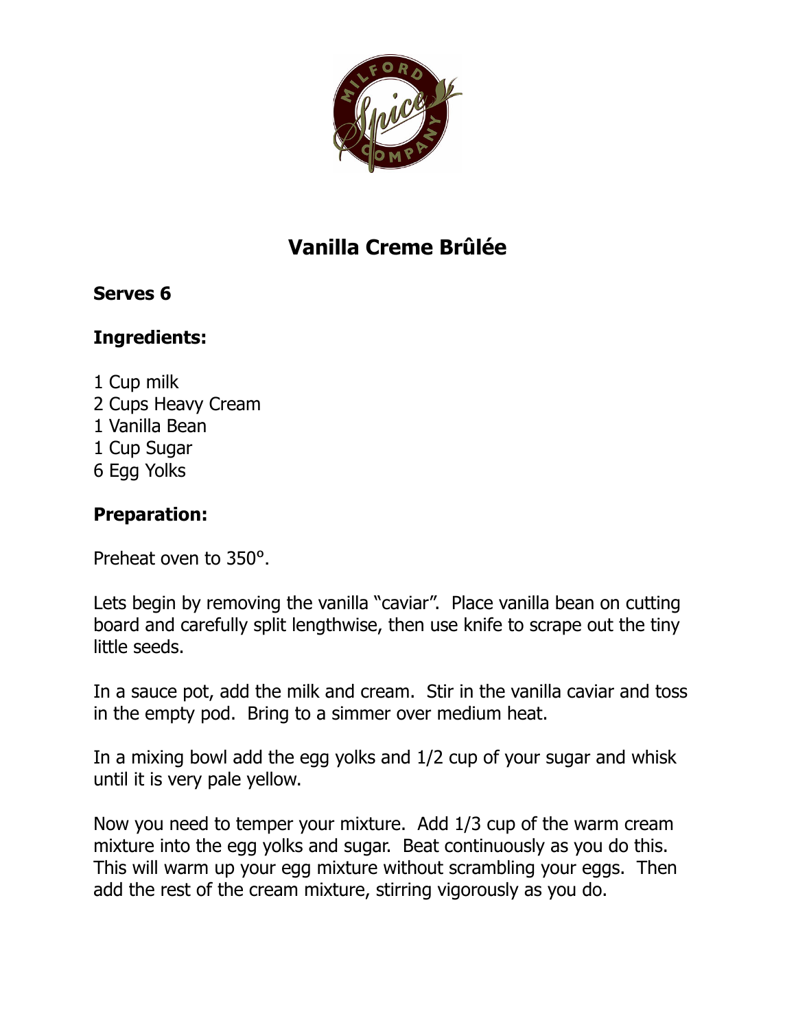# Vanilla Creme Brûlée

**Serves 6**

**Ingredients:**

1 Cup milk
2 Cups Heavy Cream
1 Vanilla Bean
1 Cup Sugar
6 Egg Yolks

**Preparation:**

Preheat oven to 350°.

Lets begin by removing the vanilla "caviar". Place vanilla bean on cutting board and carefully split lengthwise, then use knife to scrape out the tiny little seeds.

In a sauce pot, add the milk and cream. Stir in the vanilla caviar and toss in the empty pod. Bring to a simmer over medium heat.

In a mixing bowl add the egg yolks and 1/2 cup of your sugar and whisk until it is very pale yellow.

Now you need to temper your mixture. Add 1/3 cup of the warm cream mixture into the egg yolks and sugar. Beat continuously as you do this. This will warm up your egg mixture without scrambling your eggs. Then add the rest of the cream mixture, stirring vigorously as you do.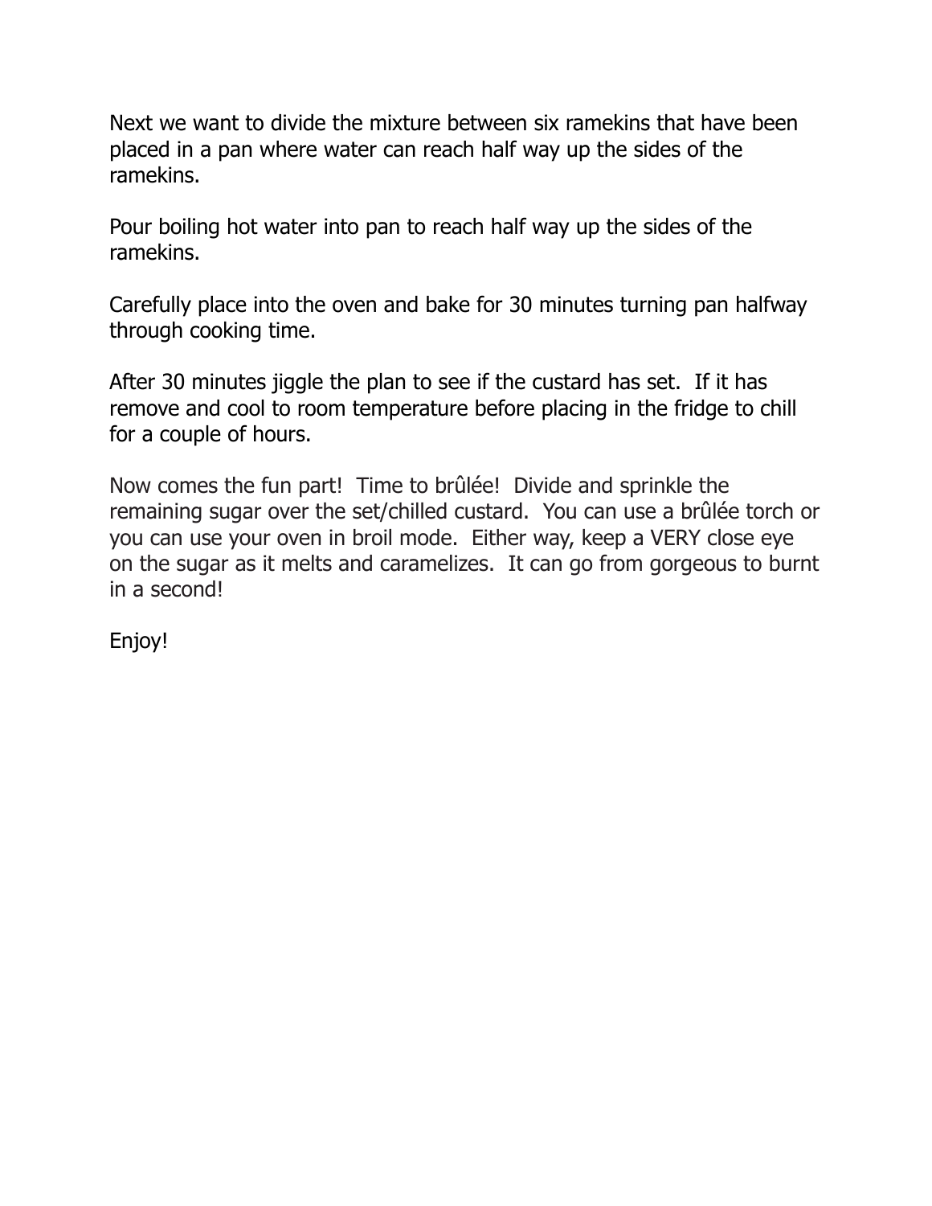Next we want to divide the mixture between six ramekins that have been placed in a pan where water can reach half way up the sides of the ramekins.

Pour boiling hot water into pan to reach half way up the sides of the ramekins.

Carefully place into the oven and bake for 30 minutes turning pan halfway through cooking time.

After 30 minutes jiggle the plan to see if the custard has set. If it has remove and cool to room temperature before placing in the fridge to chill for a couple of hours.

Now comes the fun part! Time to brûlée! Divide and sprinkle the remaining sugar over the set/chilled custard. You can use a brûlée torch or you can use your oven in broil mode. Either way, keep a VERY close eye on the sugar as it melts and caramelizes. It can go from gorgeous to burnt in a second!

Enjoy!